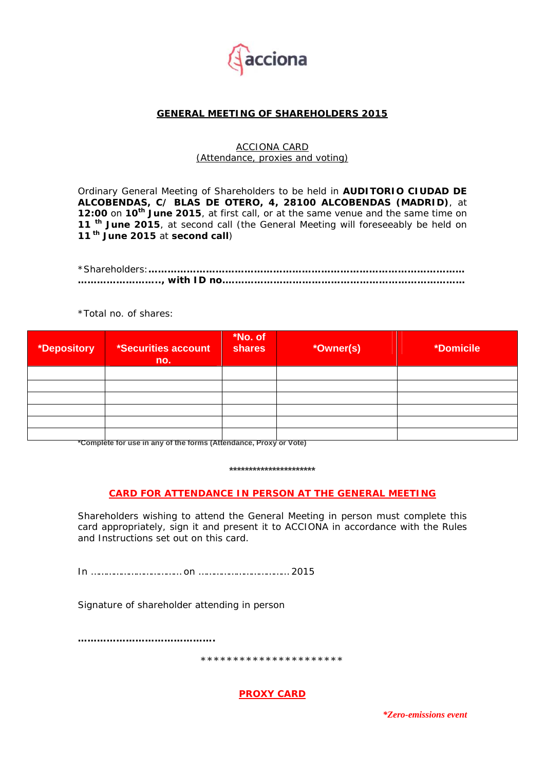acciona

## GENERAL MEETING OF SHAREHOLDERS 2015

ACCIONA CARD
(Attendance, proxies and voting)

Ordinary General Meeting of Shareholders to be held in **AUDITORIO CIUDAD DE ALCOBENDAS, C/ BLAS DE OTERO, 4, 28100 ALCOBENDAS (MADRID)**, at **12:00** on **10th June 2015**, at first call, or at the same venue and the same time on **11 th June 2015**, at second call (the General Meeting will foreseeably be held on **11 th June 2015** at **second call**)

*Shareholders:**……………………………………………………………………………………… ……………………., with ID no……………………………………………………………………**

*Total no. of shares:

| *Depository | *Securities account no. | *No. of shares | *Owner(s) | *Domicile |
|---|---|---|---|---|
| | | | | |
| | | | | |
| | | | | |
| | | | | |
| | | | | |
| | | | | |

***Complete for use in any of the forms (Attendance, Proxy or Vote)**

**********************

## CARD FOR ATTENDANCE IN PERSON AT THE GENERAL MEETING

Shareholders wishing to attend the General Meeting in person must complete this card appropriately, sign it and present it to ACCIONA in accordance with the Rules and Instructions set out on this card.

In ……………………………… on …………………………… 2015

Signature of shareholder attending in person

**…………………………………….**

**********************

## PROXY CARD

*Zero-emissions event*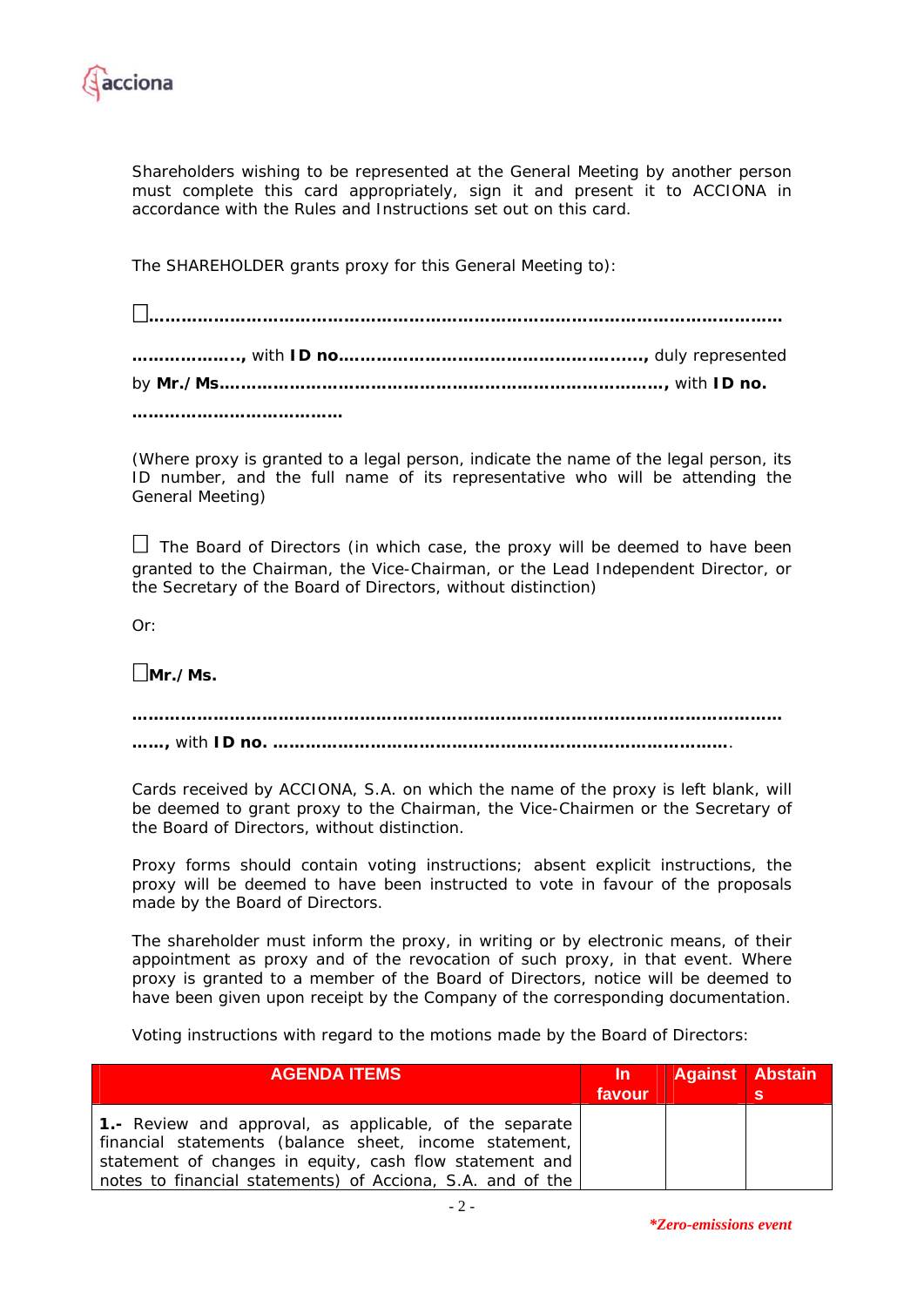Shareholders wishing to be represented at the General Meeting by another person must complete this card appropriately, sign it and present it to ACCIONA in accordance with the Rules and Instructions set out on this card.

The SHAREHOLDER grants proxy for this General Meeting to):

☐**………………………………………………………………………………………………………………**

**………………..**, with **ID no……………………………………………………,** duly represented by **Mr./Ms……………………………………………………………………….,** with **ID no.** **…………………………………**

(Where proxy is granted to a legal person, indicate the name of the legal person, its ID number, and the full name of its representative who will be attending the General Meeting)

☐ The Board of Directors (in which case, the proxy will be deemed to have been granted to the Chairman, the Vice-Chairman, or the Lead Independent Director, or the Secretary of the Board of Directors, without distinction)

Or:

☐**Mr./Ms.**

**………………………………………………………………………………………………………………**

**……,** with **ID no. ………………………………………………………………………….**

Cards received by ACCIONA, S.A. on which the name of the proxy is left blank, will be deemed to grant proxy to the Chairman, the Vice-Chairmen or the Secretary of the Board of Directors, without distinction.

Proxy forms should contain voting instructions; absent explicit instructions, the proxy will be deemed to have been instructed to vote in favour of the proposals made by the Board of Directors.

The shareholder must inform the proxy, in writing or by electronic means, of their appointment as proxy and of the revocation of such proxy, in that event. Where proxy is granted to a member of the Board of Directors, notice will be deemed to have been given upon receipt by the Company of the corresponding documentation.

Voting instructions with regard to the motions made by the Board of Directors:

| AGENDA ITEMS | In favour | Against | Abstains |
|---|---|---|---|
| **1.-** Review and approval, as applicable, of the separate financial statements (balance sheet, income statement, statement of changes in equity, cash flow statement and notes to financial statements) of Acciona, S.A. and of the | | | |

*\*Zero-emissions event*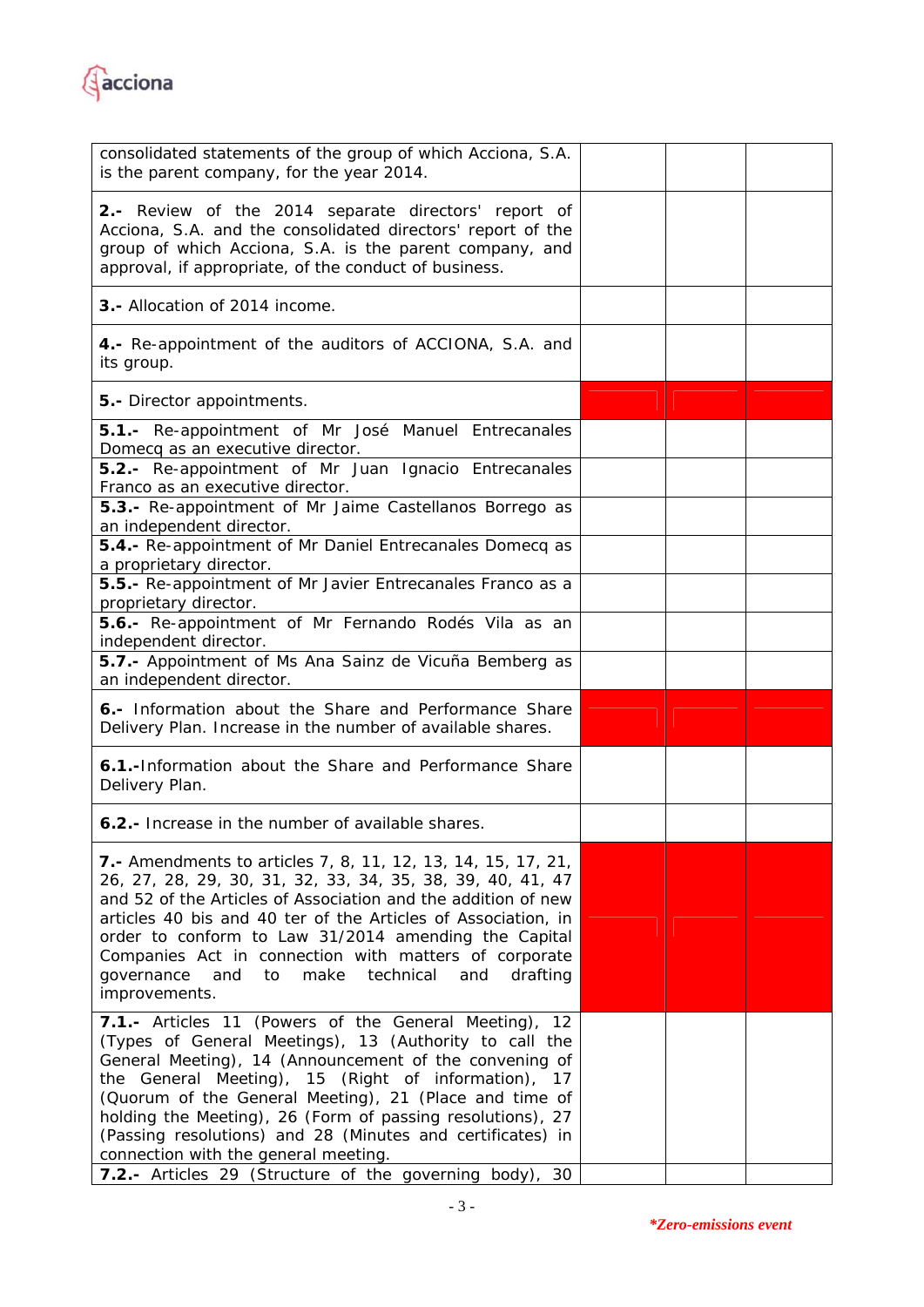| | | | |
|---|---|---|---|
| consolidated statements of the group of which Acciona, S.A. is the parent company, for the year 2014. | | | |
| **2.-** Review of the 2014 separate directors' report of Acciona, S.A. and the consolidated directors' report of the group of which Acciona, S.A. is the parent company, and approval, if appropriate, of the conduct of business. | | | |
| **3.-** Allocation of 2014 income. | | | |
| **4.-** Re-appointment of the auditors of ACCIONA, S.A. and its group. | | | |
| **5.-** Director appointments. | | | |
| **5.1.-** Re-appointment of Mr José Manuel Entrecanales Domecq as an executive director. | | | |
| **5.2.-** Re-appointment of Mr Juan Ignacio Entrecanales Franco as an executive director. | | | |
| **5.3.-** Re-appointment of Mr Jaime Castellanos Borrego as an independent director. | | | |
| **5.4.-** Re-appointment of Mr Daniel Entrecanales Domecq as a proprietary director. | | | |
| **5.5.-** Re-appointment of Mr Javier Entrecanales Franco as a proprietary director. | | | |
| **5.6.-** Re-appointment of Mr Fernando Rodés Vila as an independent director. | | | |
| **5.7.-** Appointment of Ms Ana Sainz de Vicuña Bemberg as an independent director. | | | |
| **6.-** Information about the Share and Performance Share Delivery Plan. Increase in the number of available shares. | | | |
| **6.1.-**Information about the Share and Performance Share Delivery Plan. | | | |
| **6.2.-** Increase in the number of available shares. | | | |
| **7.-** Amendments to articles 7, 8, 11, 12, 13, 14, 15, 17, 21, 26, 27, 28, 29, 30, 31, 32, 33, 34, 35, 38, 39, 40, 41, 47 and 52 of the Articles of Association and the addition of new articles 40 bis and 40 ter of the Articles of Association, in order to conform to Law 31/2014 amending the Capital Companies Act in connection with matters of corporate governance and to make technical and drafting improvements. | | | |
| **7.1.-** Articles 11 (Powers of the General Meeting), 12 (Types of General Meetings), 13 (Authority to call the General Meeting), 14 (Announcement of the convening of the General Meeting), 15 (Right of information), 17 (Quorum of the General Meeting), 21 (Place and time of holding the Meeting), 26 (Form of passing resolutions), 27 (Passing resolutions) and 28 (Minutes and certificates) in connection with the general meeting. | | | |
| **7.2.-** Articles 29 (Structure of the governing body), 30 | | | |

*\*Zero-emissions event*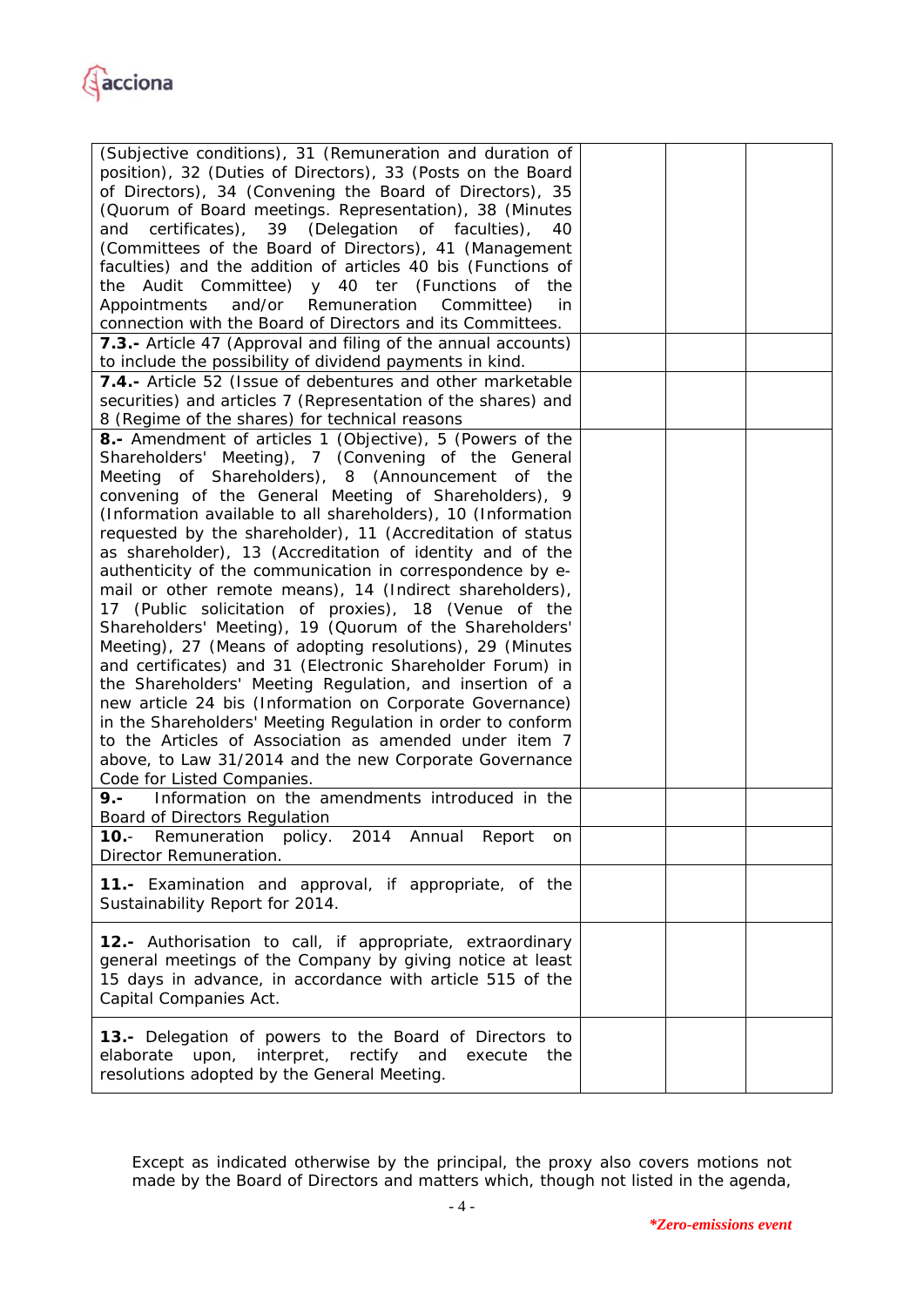| | | | |
|---|---|---|---|
| (Subjective conditions), 31 (Remuneration and duration of position), 32 (Duties of Directors), 33 (Posts on the Board of Directors), 34 (Convening the Board of Directors), 35 (Quorum of Board meetings. Representation), 38 (Minutes and certificates), 39 (Delegation of faculties), 40 (Committees of the Board of Directors), 41 (Management faculties) and the addition of articles 40 bis (Functions of the Audit Committee) y 40 ter (Functions of the Appointments and/or Remuneration Committee) in connection with the Board of Directors and its Committees. | | | |
| **7.3.-** Article 47 (Approval and filing of the annual accounts) to include the possibility of dividend payments in kind. | | | |
| **7.4.-** Article 52 (Issue of debentures and other marketable securities) and articles 7 (Representation of the shares) and 8 (Regime of the shares) for technical reasons | | | |
| **8.-** Amendment of articles 1 (Objective), 5 (Powers of the Shareholders' Meeting), 7 (Convening of the General Meeting of Shareholders), 8 (Announcement of the convening of the General Meeting of Shareholders), 9 (Information available to all shareholders), 10 (Information requested by the shareholder), 11 (Accreditation of status as shareholder), 13 (Accreditation of identity and of the authenticity of the communication in correspondence by e-mail or other remote means), 14 (Indirect shareholders), 17 (Public solicitation of proxies), 18 (Venue of the Shareholders' Meeting), 19 (Quorum of the Shareholders' Meeting), 27 (Means of adopting resolutions), 29 (Minutes and certificates) and 31 (Electronic Shareholder Forum) in the Shareholders' Meeting Regulation, and insertion of a new article 24 bis (Information on Corporate Governance) in the Shareholders' Meeting Regulation in order to conform to the Articles of Association as amended under item 7 above, to Law 31/2014 and the new Corporate Governance Code for Listed Companies. | | | |
| **9.-** Information on the amendments introduced in the Board of Directors Regulation | | | |
| **10.**- Remuneration policy. 2014 Annual Report on Director Remuneration. | | | |
| **11.-** Examination and approval, if appropriate, of the Sustainability Report for 2014. | | | |
| **12.-** Authorisation to call, if appropriate, extraordinary general meetings of the Company by giving notice at least 15 days in advance, in accordance with article 515 of the Capital Companies Act. | | | |
| **13.-** Delegation of powers to the Board of Directors to elaborate upon, interpret, rectify and execute the resolutions adopted by the General Meeting. | | | |

Except as indicated otherwise by the principal, the proxy also covers motions not made by the Board of Directors and matters which, though not listed in the agenda,

***Zero-emissions event***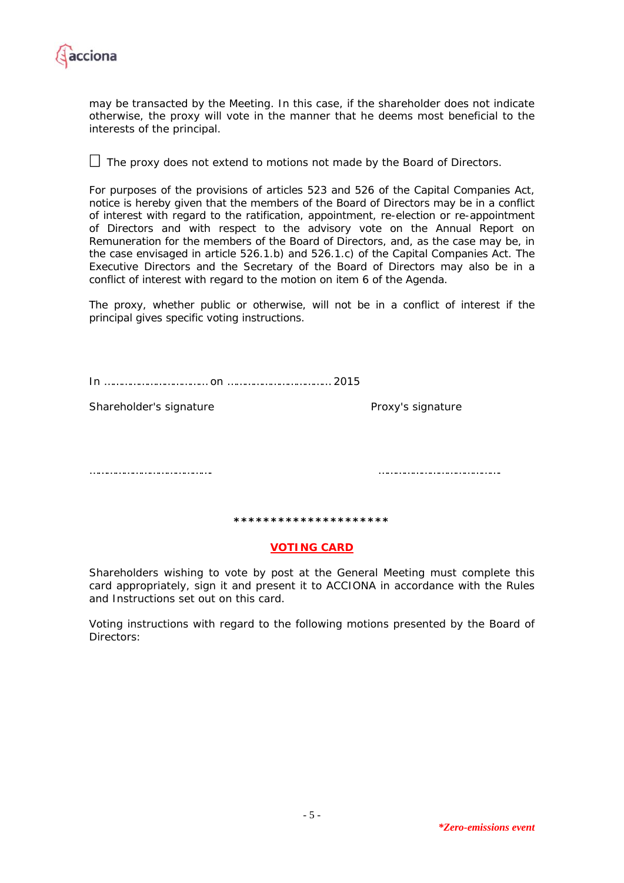may be transacted by the Meeting. In this case, if the shareholder does not indicate otherwise, the proxy will vote in the manner that he deems most beneficial to the interests of the principal.

☐ The proxy does not extend to motions not made by the Board of Directors.

For purposes of the provisions of articles 523 and 526 of the Capital Companies Act, notice is hereby given that the members of the Board of Directors may be in a conflict of interest with regard to the ratification, appointment, re-election or re-appointment of Directors and with respect to the advisory vote on the Annual Report on Remuneration for the members of the Board of Directors, and, as the case may be, in the case envisaged in article 526.1.b) and 526.1.c) of the Capital Companies Act. The Executive Directors and the Secretary of the Board of Directors may also be in a conflict of interest with regard to the motion on item 6 of the Agenda.

The proxy, whether public or otherwise, will not be in a conflict of interest if the principal gives specific voting instructions.

In ……………………………… on ……………………………… 2015

Shareholder's signature                                        Proxy's signature

……………………………………                                        ……………………………………

*********************

## VOTING CARD

Shareholders wishing to vote by post at the General Meeting must complete this card appropriately, sign it and present it to ACCIONA in accordance with the Rules and Instructions set out on this card.

Voting instructions with regard to the following motions presented by the Board of Directors:

*\*Zero-emissions event*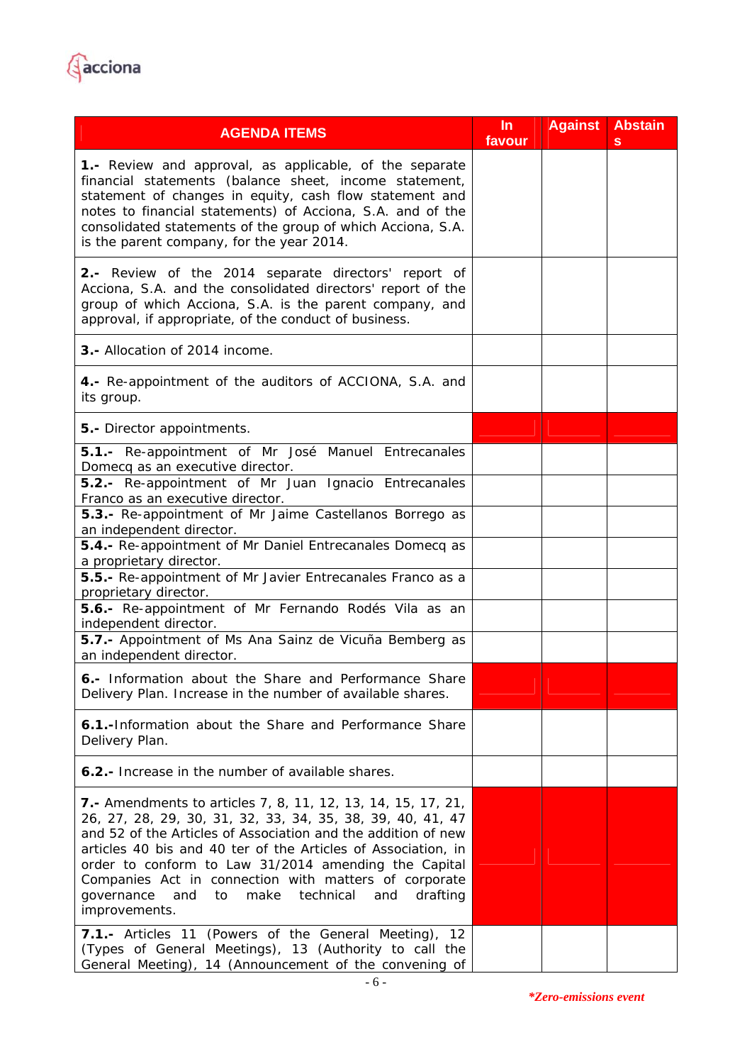| AGENDA ITEMS | In favour | Against | Abstains |
|---|---|---|---|
| **1.-** Review and approval, as applicable, of the separate financial statements (balance sheet, income statement, statement of changes in equity, cash flow statement and notes to financial statements) of Acciona, S.A. and of the consolidated statements of the group of which Acciona, S.A. is the parent company, for the year 2014. | | | |
| **2.-** Review of the 2014 separate directors' report of Acciona, S.A. and the consolidated directors' report of the group of which Acciona, S.A. is the parent company, and approval, if appropriate, of the conduct of business. | | | |
| **3.-** Allocation of 2014 income. | | | |
| **4.-** Re-appointment of the auditors of ACCIONA, S.A. and its group. | | | |
| **5.-** Director appointments. | | | |
| **5.1.-** Re-appointment of Mr José Manuel Entrecanales Domecq as an executive director. | | | |
| **5.2.-** Re-appointment of Mr Juan Ignacio Entrecanales Franco as an executive director. | | | |
| **5.3.-** Re-appointment of Mr Jaime Castellanos Borrego as an independent director. | | | |
| **5.4.-** Re-appointment of Mr Daniel Entrecanales Domecq as a proprietary director. | | | |
| **5.5.-** Re-appointment of Mr Javier Entrecanales Franco as a proprietary director. | | | |
| **5.6.-** Re-appointment of Mr Fernando Rodés Vila as an independent director. | | | |
| **5.7.-** Appointment of Ms Ana Sainz de Vicuña Bemberg as an independent director. | | | |
| **6.-** Information about the Share and Performance Share Delivery Plan. Increase in the number of available shares. | | | |
| **6.1.-**Information about the Share and Performance Share Delivery Plan. | | | |
| **6.2.-** Increase in the number of available shares. | | | |
| **7.-** Amendments to articles 7, 8, 11, 12, 13, 14, 15, 17, 21, 26, 27, 28, 29, 30, 31, 32, 33, 34, 35, 38, 39, 40, 41, 47 and 52 of the Articles of Association and the addition of new articles 40 bis and 40 ter of the Articles of Association, in order to conform to Law 31/2014 amending the Capital Companies Act in connection with matters of corporate governance and to make technical and drafting improvements. | | | |
| **7.1.-** Articles 11 (Powers of the General Meeting), 12 (Types of General Meetings), 13 (Authority to call the General Meeting), 14 (Announcement of the convening of | | | |

***Zero-emissions event**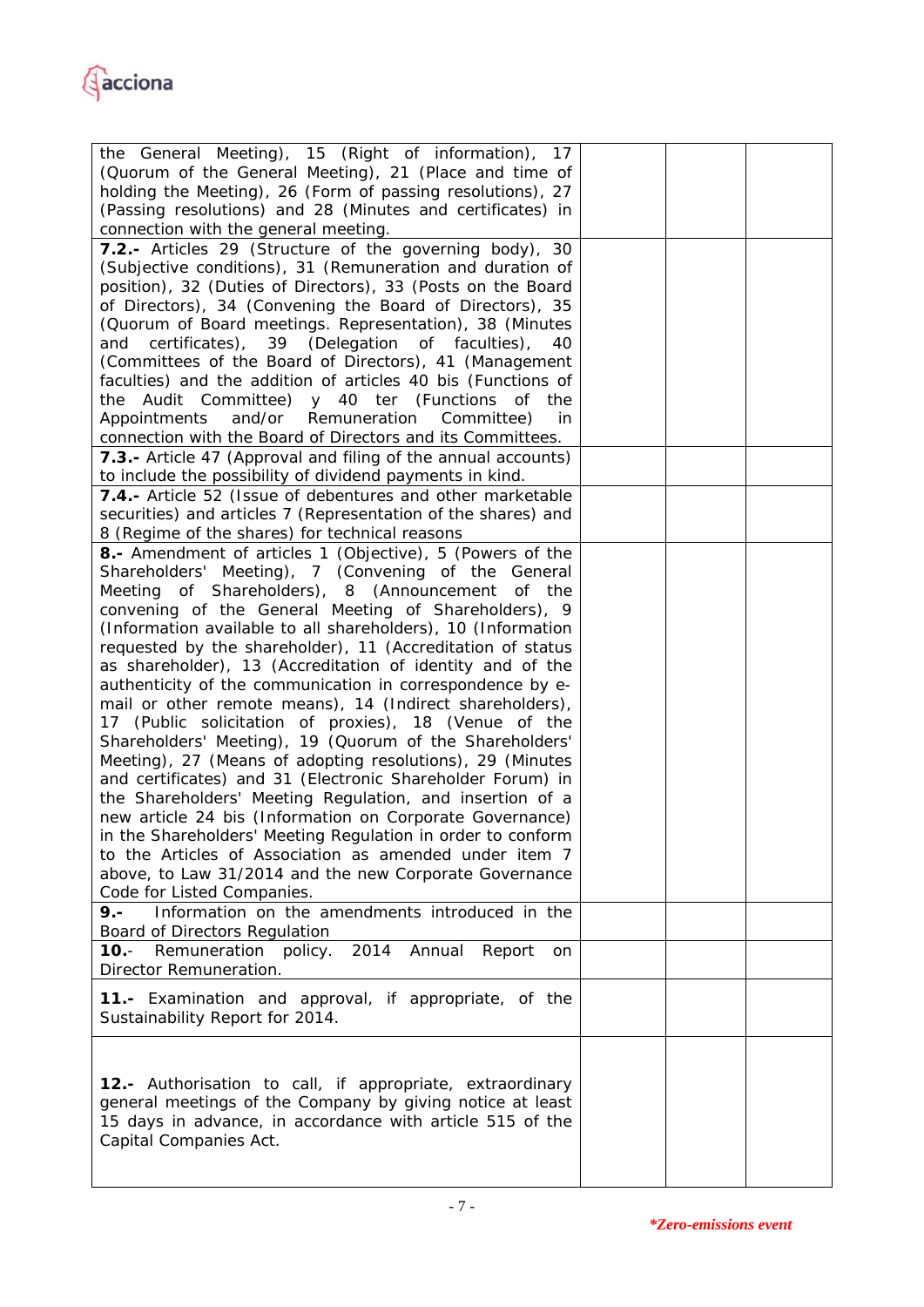| | | |
|---|---|---|
| the General Meeting), 15 (Right of information), 17 (Quorum of the General Meeting), 21 (Place and time of holding the Meeting), 26 (Form of passing resolutions), 27 (Passing resolutions) and 28 (Minutes and certificates) in connection with the general meeting. | | |
| **7.2.-** Articles 29 (Structure of the governing body), 30 (Subjective conditions), 31 (Remuneration and duration of position), 32 (Duties of Directors), 33 (Posts on the Board of Directors), 34 (Convening the Board of Directors), 35 (Quorum of Board meetings. Representation), 38 (Minutes and certificates), 39 (Delegation of faculties), 40 (Committees of the Board of Directors), 41 (Management faculties) and the addition of articles 40 bis (Functions of the Audit Committee) y 40 ter (Functions of the Appointments and/or Remuneration Committee) in connection with the Board of Directors and its Committees. | | |
| **7.3.-** Article 47 (Approval and filing of the annual accounts) to include the possibility of dividend payments in kind. | | |
| **7.4.-** Article 52 (Issue of debentures and other marketable securities) and articles 7 (Representation of the shares) and 8 (Regime of the shares) for technical reasons | | |
| **8.-** Amendment of articles 1 (Objective), 5 (Powers of the Shareholders' Meeting), 7 (Convening of the General Meeting of Shareholders), 8 (Announcement of the convening of the General Meeting of Shareholders), 9 (Information available to all shareholders), 10 (Information requested by the shareholder), 11 (Accreditation of status as shareholder), 13 (Accreditation of identity and of the authenticity of the communication in correspondence by e-mail or other remote means), 14 (Indirect shareholders), 17 (Public solicitation of proxies), 18 (Venue of the Shareholders' Meeting), 19 (Quorum of the Shareholders' Meeting), 27 (Means of adopting resolutions), 29 (Minutes and certificates) and 31 (Electronic Shareholder Forum) in the Shareholders' Meeting Regulation, and insertion of a new article 24 bis (Information on Corporate Governance) in the Shareholders' Meeting Regulation in order to conform to the Articles of Association as amended under item 7 above, to Law 31/2014 and the new Corporate Governance Code for Listed Companies. | | |
| **9.-** Information on the amendments introduced in the Board of Directors Regulation | | |
| **10.-** Remuneration policy. 2014 Annual Report on Director Remuneration. | | |
| **11.-** Examination and approval, if appropriate, of the Sustainability Report for 2014. | | |
| **12.-** Authorisation to call, if appropriate, extraordinary general meetings of the Company by giving notice at least 15 days in advance, in accordance with article 515 of the Capital Companies Act. | | |

***Zero-emissions event***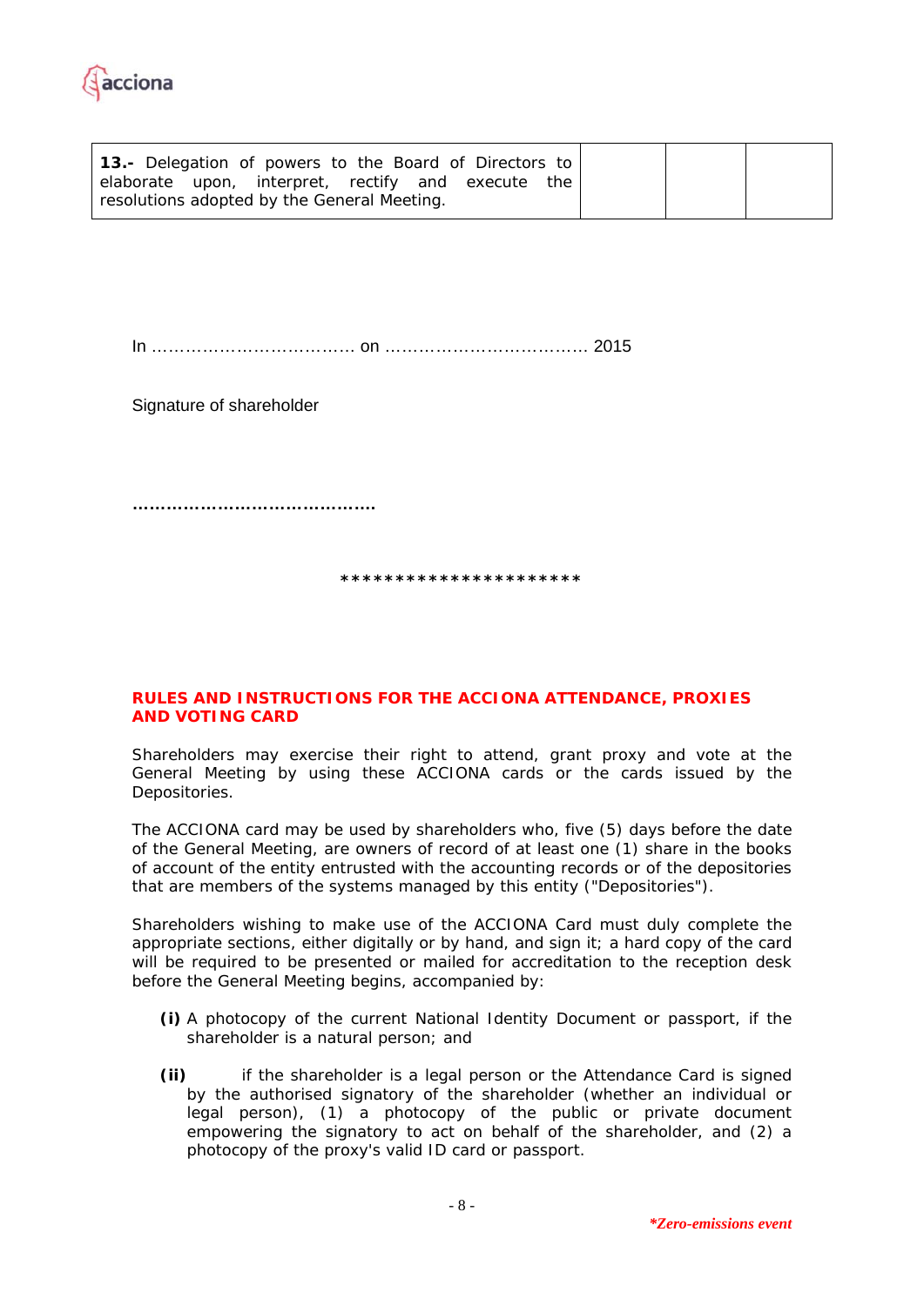| | | | |
|---|---|---|---|
| **13.-** Delegation of powers to the Board of Directors to elaborate upon, interpret, rectify and execute the resolutions adopted by the General Meeting. | | | |

In ……………………………… on ……………………………… 2015

Signature of shareholder

**……………………………………**

*********************

**RULES AND INSTRUCTIONS FOR THE ACCIONA ATTENDANCE, PROXIES AND VOTING CARD**

Shareholders may exercise their right to attend, grant proxy and vote at the General Meeting by using these ACCIONA cards or the cards issued by the Depositories.

The ACCIONA card may be used by shareholders who, five (5) days before the date of the General Meeting, are owners of record of at least one (1) share in the books of account of the entity entrusted with the accounting records or of the depositories that are members of the systems managed by this entity ("Depositories").

Shareholders wishing to make use of the ACCIONA Card must duly complete the appropriate sections, either digitally or by hand, and sign it; a hard copy of the card will be required to be presented or mailed for accreditation to the reception desk before the General Meeting begins, accompanied by:

**(i)** A photocopy of the current National Identity Document or passport, if the shareholder is a natural person; and

**(ii)** if the shareholder is a legal person or the Attendance Card is signed by the authorised signatory of the shareholder (whether an individual or legal person), (1) a photocopy of the public or private document empowering the signatory to act on behalf of the shareholder, and (2) a photocopy of the proxy's valid ID card or passport.

***Zero-emissions event**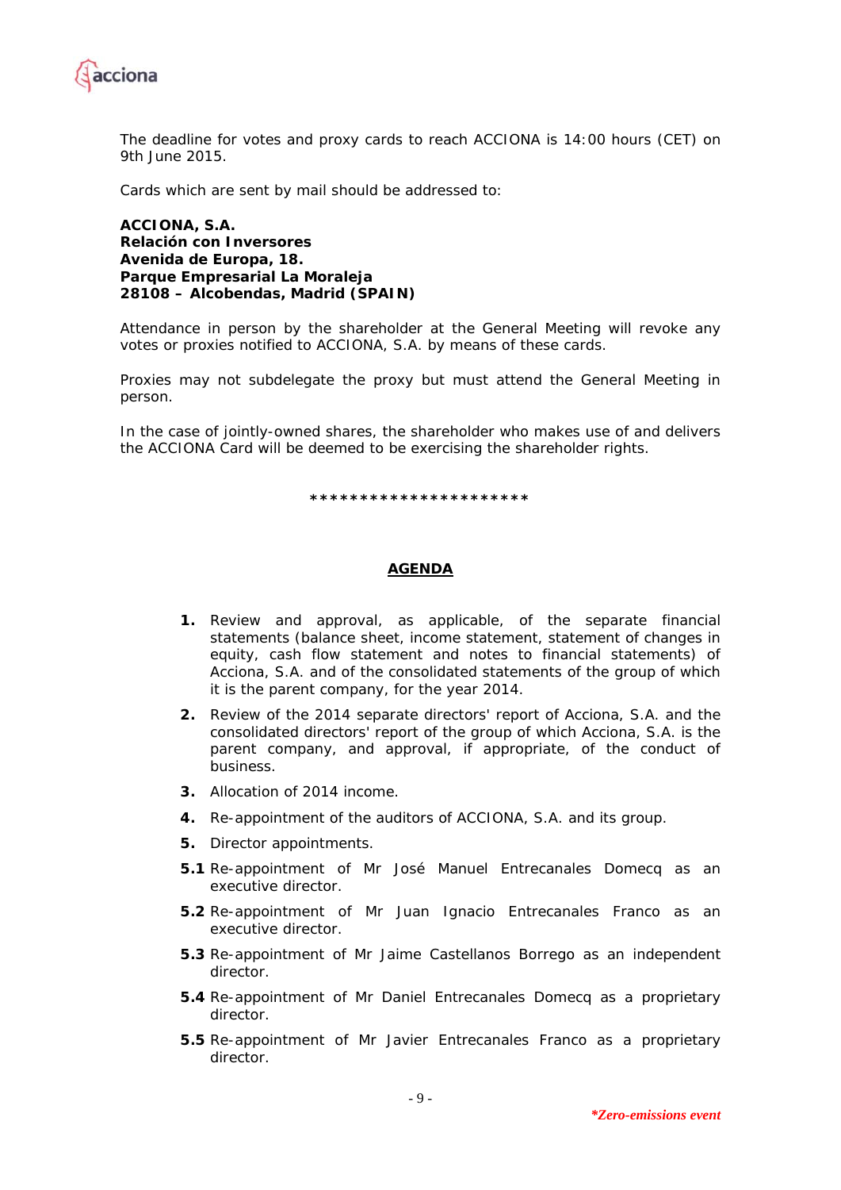The deadline for votes and proxy cards to reach ACCIONA is 14:00 hours (CET) on 9th June 2015.

Cards which are sent by mail should be addressed to:

**ACCIONA, S.A.**
**Relación con Inversores**
**Avenida de Europa, 18.**
**Parque Empresarial La Moraleja**
**28108 – Alcobendas, Madrid (SPAIN)**

Attendance in person by the shareholder at the General Meeting will revoke any votes or proxies notified to ACCIONA, S.A. by means of these cards.

Proxies may not subdelegate the proxy but must attend the General Meeting in person.

In the case of jointly-owned shares, the shareholder who makes use of and delivers the ACCIONA Card will be deemed to be exercising the shareholder rights.

**********************

## AGENDA

**1.** Review and approval, as applicable, of the separate financial statements (balance sheet, income statement, statement of changes in equity, cash flow statement and notes to financial statements) of Acciona, S.A. and of the consolidated statements of the group of which it is the parent company, for the year 2014.

**2.** Review of the 2014 separate directors' report of Acciona, S.A. and the consolidated directors' report of the group of which Acciona, S.A. is the parent company, and approval, if appropriate, of the conduct of business.

**3.** Allocation of 2014 income.

**4.** Re-appointment of the auditors of ACCIONA, S.A. and its group.

**5.** Director appointments.

**5.1** Re-appointment of Mr José Manuel Entrecanales Domecq as an executive director.

**5.2** Re-appointment of Mr Juan Ignacio Entrecanales Franco as an executive director.

**5.3** Re-appointment of Mr Jaime Castellanos Borrego as an independent director.

**5.4** Re-appointment of Mr Daniel Entrecanales Domecq as a proprietary director.

**5.5** Re-appointment of Mr Javier Entrecanales Franco as a proprietary director.

***\*Zero-emissions event***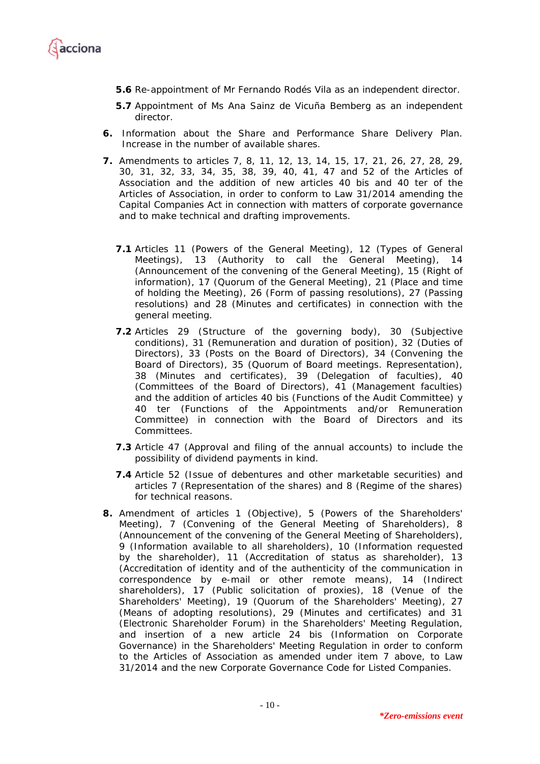**5.6** Re-appointment of Mr Fernando Rodés Vila as an independent director.

**5.7** Appointment of Ms Ana Sainz de Vicuña Bemberg as an independent director.

**6.** Information about the Share and Performance Share Delivery Plan. Increase in the number of available shares.

**7.** Amendments to articles 7, 8, 11, 12, 13, 14, 15, 17, 21, 26, 27, 28, 29, 30, 31, 32, 33, 34, 35, 38, 39, 40, 41, 47 and 52 of the Articles of Association and the addition of new articles 40 bis and 40 ter of the Articles of Association, in order to conform to Law 31/2014 amending the Capital Companies Act in connection with matters of corporate governance and to make technical and drafting improvements.

**7.1** Articles 11 (Powers of the General Meeting), 12 (Types of General Meetings), 13 (Authority to call the General Meeting), 14 (Announcement of the convening of the General Meeting), 15 (Right of information), 17 (Quorum of the General Meeting), 21 (Place and time of holding the Meeting), 26 (Form of passing resolutions), 27 (Passing resolutions) and 28 (Minutes and certificates) in connection with the general meeting.

**7.2** Articles 29 (Structure of the governing body), 30 (Subjective conditions), 31 (Remuneration and duration of position), 32 (Duties of Directors), 33 (Posts on the Board of Directors), 34 (Convening the Board of Directors), 35 (Quorum of Board meetings. Representation), 38 (Minutes and certificates), 39 (Delegation of faculties), 40 (Committees of the Board of Directors), 41 (Management faculties) and the addition of articles 40 bis (Functions of the Audit Committee) y 40 ter (Functions of the Appointments and/or Remuneration Committee) in connection with the Board of Directors and its Committees.

**7.3** Article 47 (Approval and filing of the annual accounts) to include the possibility of dividend payments in kind.

**7.4** Article 52 (Issue of debentures and other marketable securities) and articles 7 (Representation of the shares) and 8 (Regime of the shares) for technical reasons.

**8.** Amendment of articles 1 (Objective), 5 (Powers of the Shareholders' Meeting), 7 (Convening of the General Meeting of Shareholders), 8 (Announcement of the convening of the General Meeting of Shareholders), 9 (Information available to all shareholders), 10 (Information requested by the shareholder), 11 (Accreditation of status as shareholder), 13 (Accreditation of identity and of the authenticity of the communication in correspondence by e-mail or other remote means), 14 (Indirect shareholders), 17 (Public solicitation of proxies), 18 (Venue of the Shareholders' Meeting), 19 (Quorum of the Shareholders' Meeting), 27 (Means of adopting resolutions), 29 (Minutes and certificates) and 31 (Electronic Shareholder Forum) in the Shareholders' Meeting Regulation, and insertion of a new article 24 bis (Information on Corporate Governance) in the Shareholders' Meeting Regulation in order to conform to the Articles of Association as amended under item 7 above, to Law 31/2014 and the new Corporate Governance Code for Listed Companies.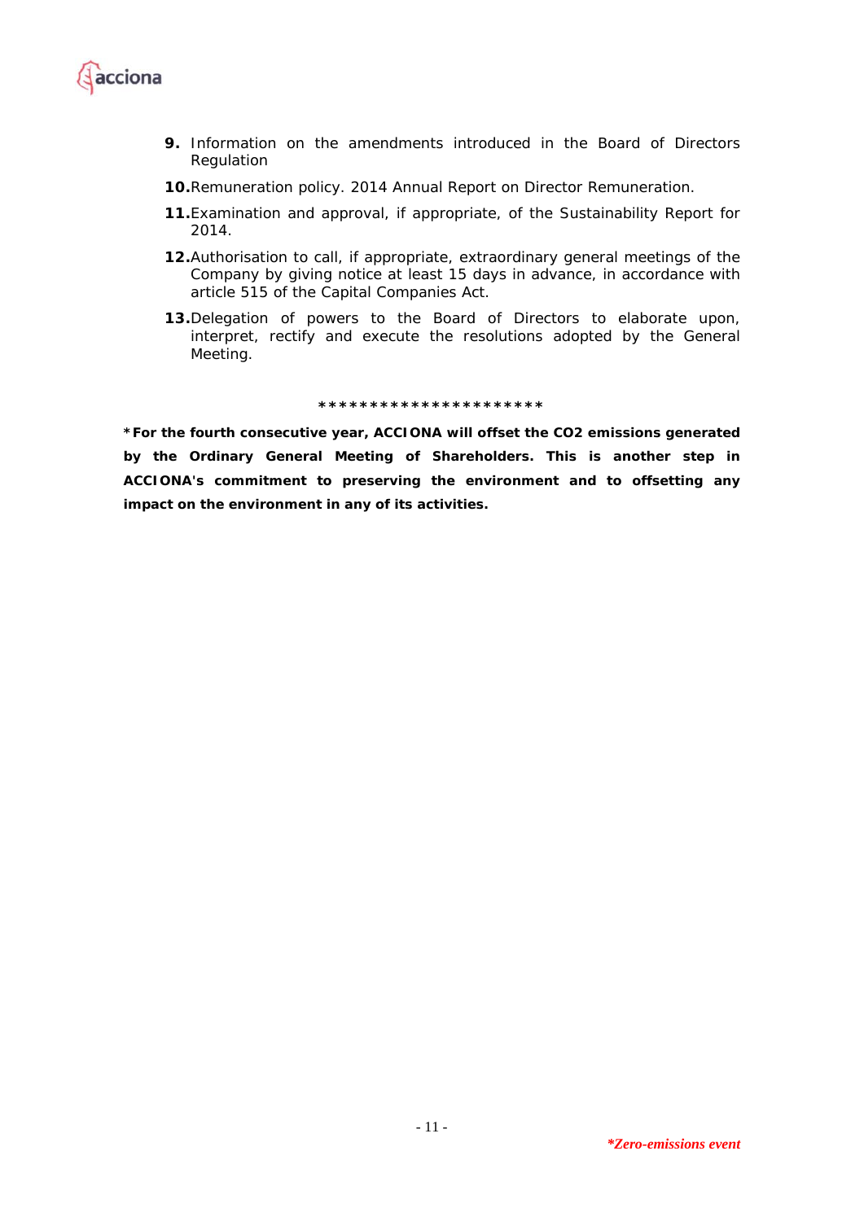9. Information on the amendments introduced in the Board of Directors Regulation

10. Remuneration policy. 2014 Annual Report on Director Remuneration.

11. Examination and approval, if appropriate, of the Sustainability Report for 2014.

12. Authorisation to call, if appropriate, extraordinary general meetings of the Company by giving notice at least 15 days in advance, in accordance with article 515 of the Capital Companies Act.

13. Delegation of powers to the Board of Directors to elaborate upon, interpret, rectify and execute the resolutions adopted by the General Meeting.

*********************

**\*For the fourth consecutive year, ACCIONA will offset the CO2 emissions generated by the Ordinary General Meeting of Shareholders. This is another step in ACCIONA's commitment to preserving the environment and to offsetting any impact on the environment in any of its activities.**

***Zero-emissions event**